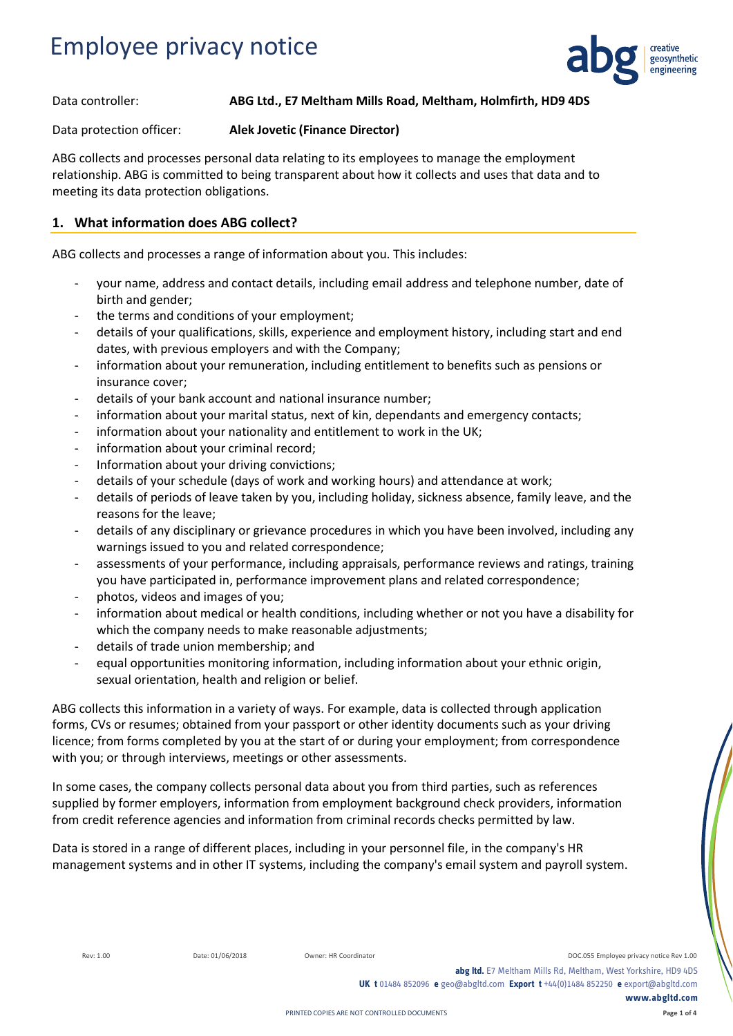# Employee privacy notice

Data controller: **ABG Ltd., E7 Meltham Mills Road, Meltham, Holmfirth, HD9 4DS**

Data protection officer: **Alek Jovetic (Finance Director)**

ABG collects and processes personal data relating to its employees to manage the employment relationship. ABG is committed to being transparent about how it collects and uses that data and to meeting its data protection obligations.

## 1. What information does ABG collect?

ABG collects and processes a range of information about you. This includes:

- your name, address and contact details, including email address and telephone number, date of birth and gender;
- the terms and conditions of your employment;
- details of your qualifications, skills, experience and employment history, including start and end dates, with previous employers and with the Company;
- information about your remuneration, including entitlement to benefits such as pensions or insurance cover;
- details of your bank account and national insurance number;
- information about your marital status, next of kin, dependants and emergency contacts;
- information about your nationality and entitlement to work in the UK;
- information about your criminal record;
- Information about your driving convictions;
- details of your schedule (days of work and working hours) and attendance at work;
- details of periods of leave taken by you, including holiday, sickness absence, family leave, and the reasons for the leave;
- details of any disciplinary or grievance procedures in which you have been involved, including any warnings issued to you and related correspondence;
- assessments of your performance, including appraisals, performance reviews and ratings, training you have participated in, performance improvement plans and related correspondence;
- photos, videos and images of you;
- information about medical or health conditions, including whether or not you have a disability for which the company needs to make reasonable adjustments;
- details of trade union membership; and
- equal opportunities monitoring information, including information about your ethnic origin, sexual orientation, health and religion or belief.

ABG collects this information in a variety of ways. For example, data is collected through application forms, CVs or resumes; obtained from your passport or other identity documents such as your driving licence; from forms completed by you at the start of or during your employment; from correspondence with you; or through interviews, meetings or other assessments.

In some cases, the company collects personal data about you from third parties, such as references supplied by former employers, information from employment background check providers, information from credit reference agencies and information from criminal records checks permitted by law.

Data is stored in a range of different places, including in your personnel file, in the company's HR management systems and in other IT systems, including the company's email system and payroll system.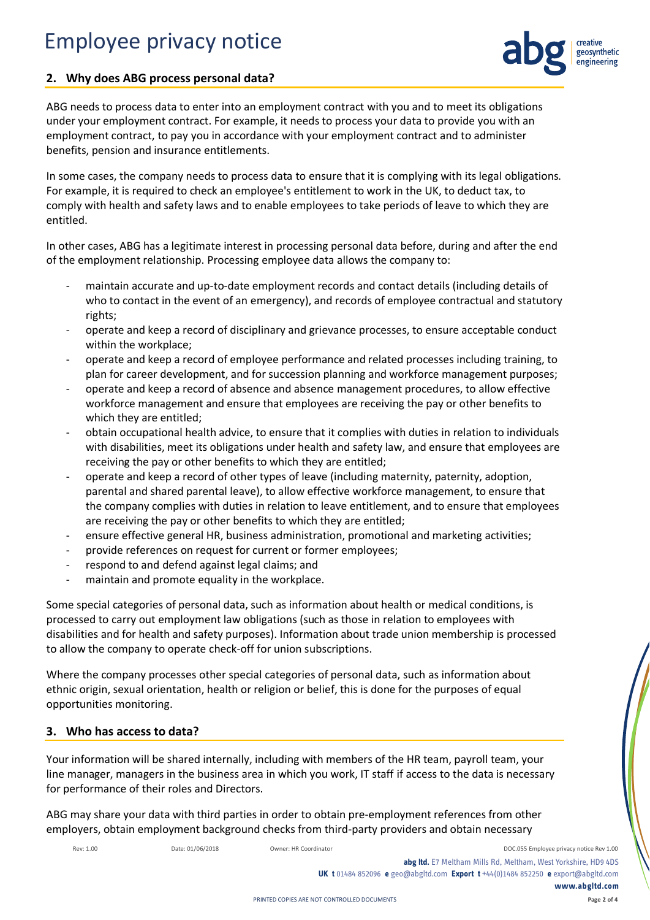## 2. Why does ABG process personal data?

ABG needs to process data to enter into an employment contract with you and to meet its obligations under your employment contract. For example, it needs to process your data to provide you with an employment contract, to pay you in accordance with your employment contract and to administer benefits, pension and insurance entitlements.

In some cases, the company needs to process data to ensure that it is complying with its legal obligations. For example, it is required to check an employee's entitlement to work in the UK, to deduct tax, to comply with health and safety laws and to enable employees to take periods of leave to which they are entitled.

In other cases, ABG has a legitimate interest in processing personal data before, during and after the end of the employment relationship. Processing employee data allows the company to:

- maintain accurate and up-to-date employment records and contact details (including details of who to contact in the event of an emergency), and records of employee contractual and statutory rights;
- operate and keep a record of disciplinary and grievance processes, to ensure acceptable conduct within the workplace;
- operate and keep a record of employee performance and related processes including training, to plan for career development, and for succession planning and workforce management purposes;
- operate and keep a record of absence and absence management procedures, to allow effective workforce management and ensure that employees are receiving the pay or other benefits to which they are entitled;
- obtain occupational health advice, to ensure that it complies with duties in relation to individuals with disabilities, meet its obligations under health and safety law, and ensure that employees are receiving the pay or other benefits to which they are entitled;
- operate and keep a record of other types of leave (including maternity, paternity, adoption, parental and shared parental leave), to allow effective workforce management, to ensure that the company complies with duties in relation to leave entitlement, and to ensure that employees are receiving the pay or other benefits to which they are entitled;
- ensure effective general HR, business administration, promotional and marketing activities;
- provide references on request for current or former employees;
- respond to and defend against legal claims; and
- maintain and promote equality in the workplace.

Some special categories of personal data, such as information about health or medical conditions, is processed to carry out employment law obligations (such as those in relation to employees with disabilities and for health and safety purposes). Information about trade union membership is processed to allow the company to operate check-off for union subscriptions.

Where the company processes other special categories of personal data, such as information about ethnic origin, sexual orientation, health or religion or belief, this is done for the purposes of equal opportunities monitoring.

## 3. Who has access to data?

Your information will be shared internally, including with members of the HR team, payroll team, your line manager, managers in the business area in which you work, IT staff if access to the data is necessary for performance of their roles and Directors.

ABG may share your data with third parties in order to obtain pre-employment references from other employers, obtain employment background checks from third-party providers and obtain necessary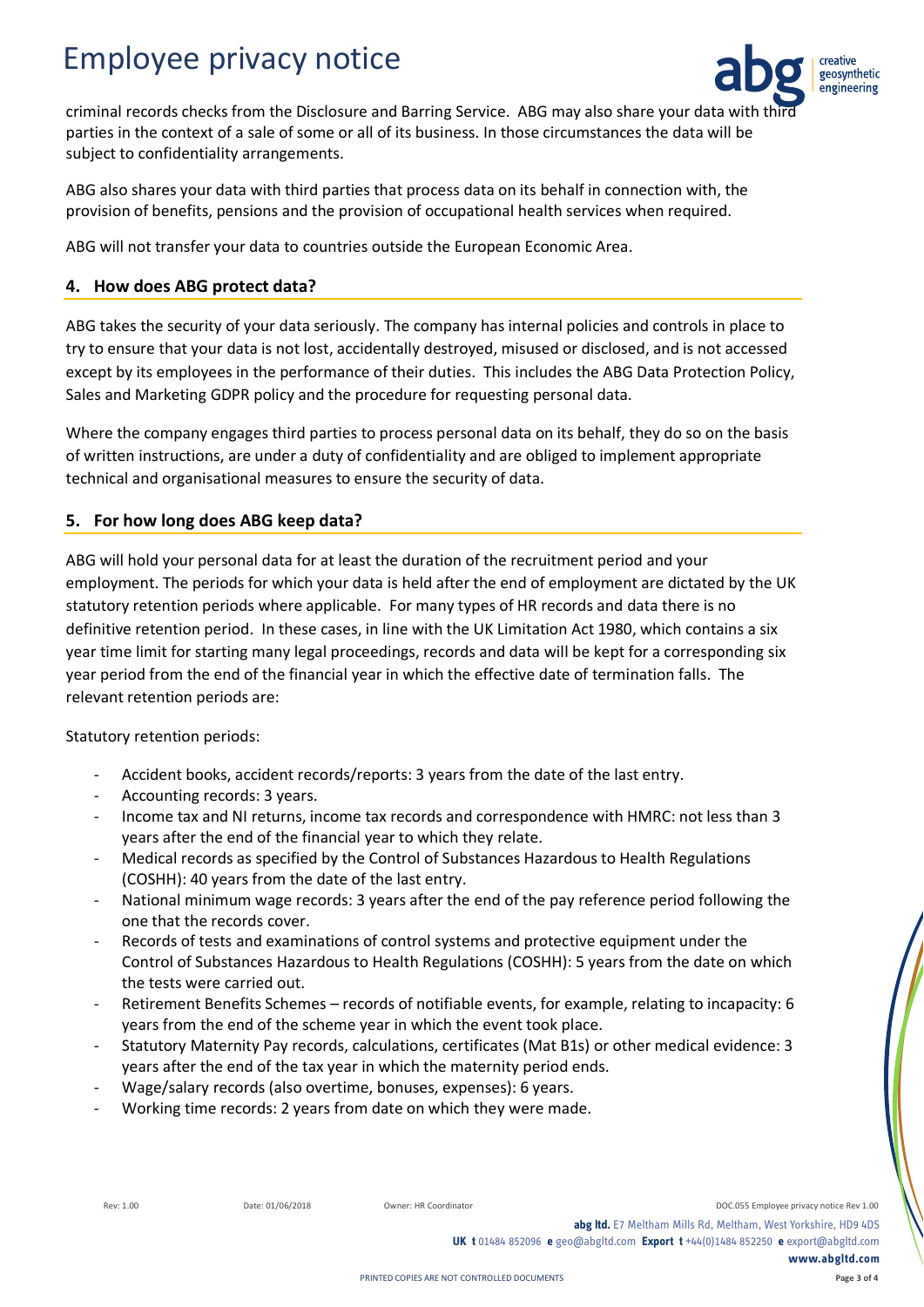criminal records checks from the Disclosure and Barring Service. ABG may also share your data with third parties in the context of a sale of some or all of its business. In those circumstances the data will be subject to confidentiality arrangements.

ABG also shares your data with third parties that process data on its behalf in connection with, the provision of benefits, pensions and the provision of occupational health services when required.

ABG will not transfer your data to countries outside the European Economic Area.

## 4. How does ABG protect data?

ABG takes the security of your data seriously. The company has internal policies and controls in place to try to ensure that your data is not lost, accidentally destroyed, misused or disclosed, and is not accessed except by its employees in the performance of their duties. This includes the ABG Data Protection Policy, Sales and Marketing GDPR policy and the procedure for requesting personal data.

Where the company engages third parties to process personal data on its behalf, they do so on the basis of written instructions, are under a duty of confidentiality and are obliged to implement appropriate technical and organisational measures to ensure the security of data.

## 5. For how long does ABG keep data?

ABG will hold your personal data for at least the duration of the recruitment period and your employment. The periods for which your data is held after the end of employment are dictated by the UK statutory retention periods where applicable. For many types of HR records and data there is no definitive retention period. In these cases, in line with the UK Limitation Act 1980, which contains a six year time limit for starting many legal proceedings, records and data will be kept for a corresponding six year period from the end of the financial year in which the effective date of termination falls. The relevant retention periods are:

Statutory retention periods:

- Accident books, accident records/reports: 3 years from the date of the last entry.
- Accounting records: 3 years.
- Income tax and NI returns, income tax records and correspondence with HMRC: not less than 3 years after the end of the financial year to which they relate.
- Medical records as specified by the Control of Substances Hazardous to Health Regulations (COSHH): 40 years from the date of the last entry.
- National minimum wage records: 3 years after the end of the pay reference period following the one that the records cover.
- Records of tests and examinations of control systems and protective equipment under the Control of Substances Hazardous to Health Regulations (COSHH): 5 years from the date on which the tests were carried out.
- Retirement Benefits Schemes – records of notifiable events, for example, relating to incapacity: 6 years from the end of the scheme year in which the event took place.
- Statutory Maternity Pay records, calculations, certificates (Mat B1s) or other medical evidence: 3 years after the end of the tax year in which the maternity period ends.
- Wage/salary records (also overtime, bonuses, expenses): 6 years.
- Working time records: 2 years from date on which they were made.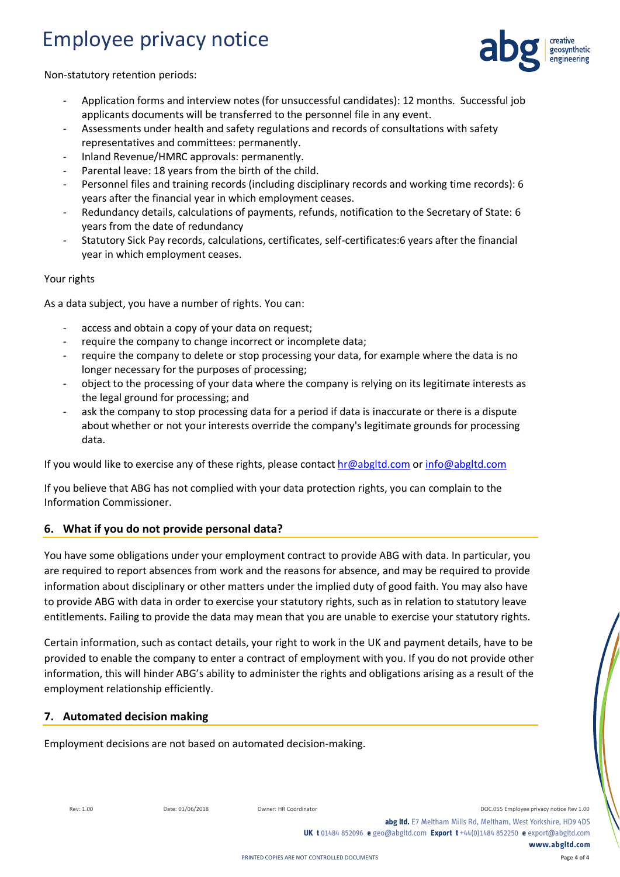Non-statutory retention periods:

- Application forms and interview notes (for unsuccessful candidates): 12 months. Successful job applicants documents will be transferred to the personnel file in any event.
- Assessments under health and safety regulations and records of consultations with safety representatives and committees: permanently.
- Inland Revenue/HMRC approvals: permanently.
- Parental leave: 18 years from the birth of the child.
- Personnel files and training records (including disciplinary records and working time records): 6 years after the financial year in which employment ceases.
- Redundancy details, calculations of payments, refunds, notification to the Secretary of State: 6 years from the date of redundancy
- Statutory Sick Pay records, calculations, certificates, self-certificates:6 years after the financial year in which employment ceases.

Your rights

As a data subject, you have a number of rights. You can:

- access and obtain a copy of your data on request;
- require the company to change incorrect or incomplete data;
- require the company to delete or stop processing your data, for example where the data is no longer necessary for the purposes of processing;
- object to the processing of your data where the company is relying on its legitimate interests as the legal ground for processing; and
- ask the company to stop processing data for a period if data is inaccurate or there is a dispute about whether or not your interests override the company's legitimate grounds for processing data.

If you would like to exercise any of these rights, please contact hr@abgltd.com or info@abgltd.com

If you believe that ABG has not complied with your data protection rights, you can complain to the Information Commissioner.

## 6. What if you do not provide personal data?

You have some obligations under your employment contract to provide ABG with data. In particular, you are required to report absences from work and the reasons for absence, and may be required to provide information about disciplinary or other matters under the implied duty of good faith. You may also have to provide ABG with data in order to exercise your statutory rights, such as in relation to statutory leave entitlements. Failing to provide the data may mean that you are unable to exercise your statutory rights.

Certain information, such as contact details, your right to work in the UK and payment details, have to be provided to enable the company to enter a contract of employment with you. If you do not provide other information, this will hinder ABG's ability to administer the rights and obligations arising as a result of the employment relationship efficiently.

## 7. Automated decision making

Employment decisions are not based on automated decision-making.